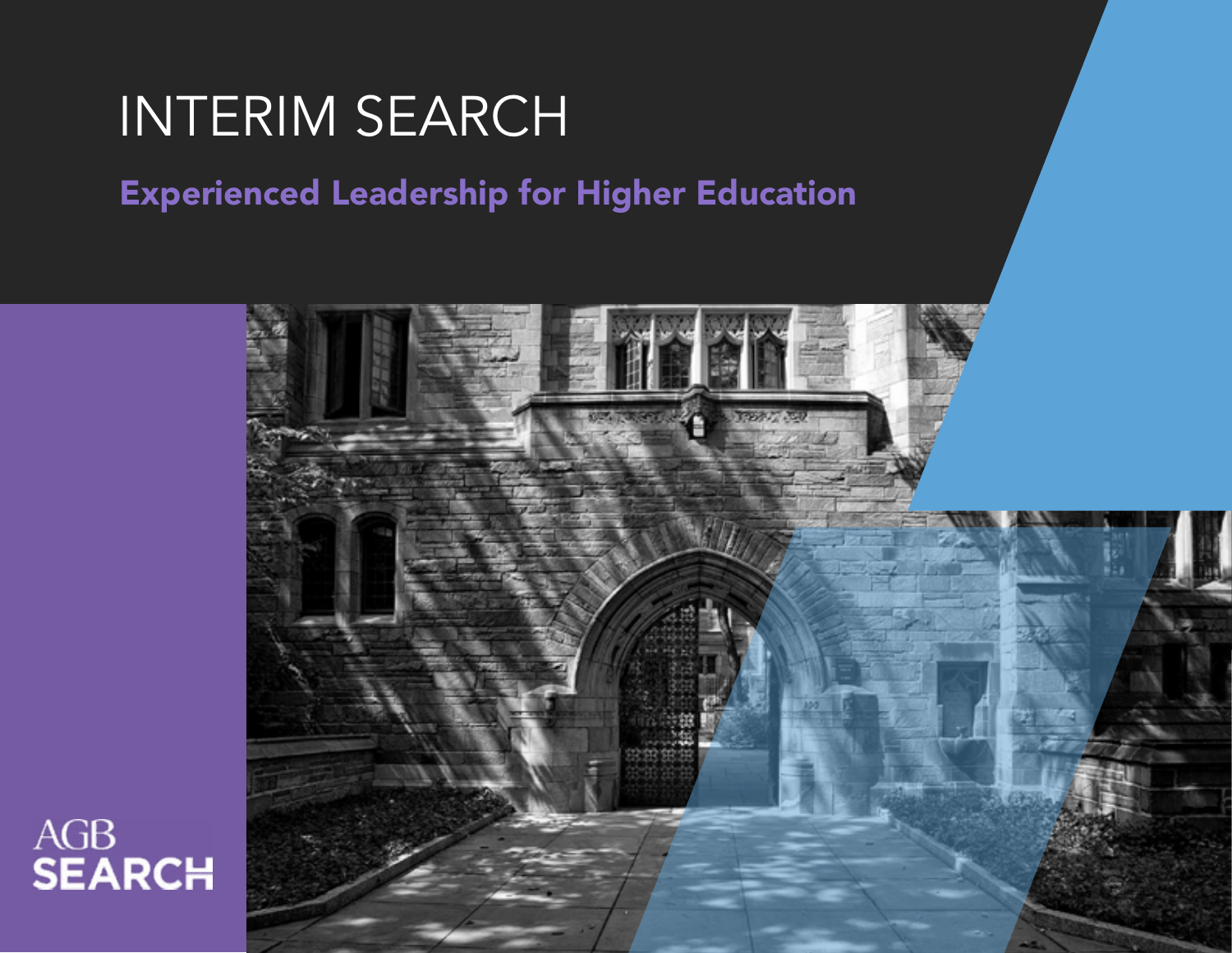# INTERIM SEARCH

## Experienced Leadership for Higher Education

AGB SEARCH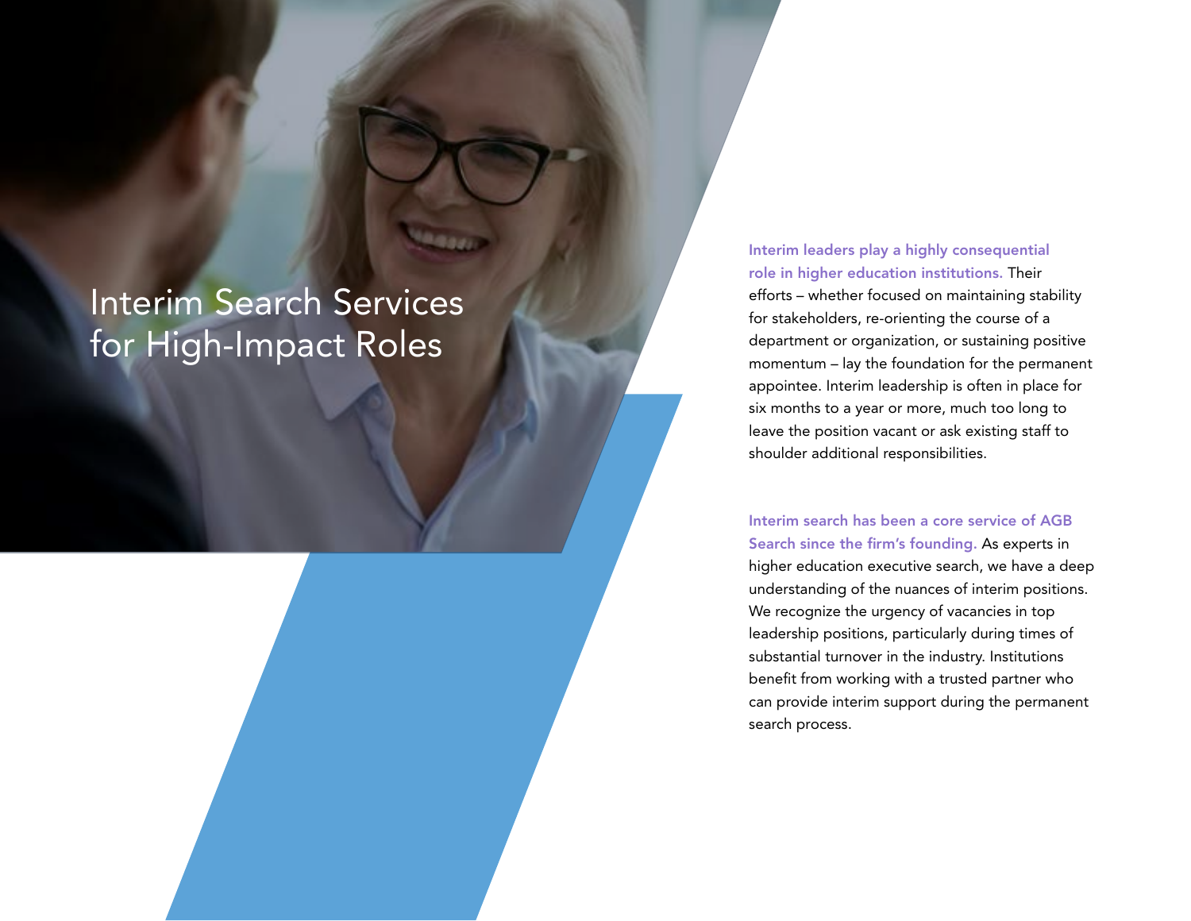# Interim Search Services for High-Impact Roles

**Interim leaders play a highly consequential role in higher education institutions.** Their efforts – whether focused on maintaining stability for stakeholders, re-orienting the course of a department or organization, or sustaining positive momentum – lay the foundation for the permanent appointee. Interim leadership is often in place for six months to a year or more, much too long to leave the position vacant or ask existing staff to shoulder additional responsibilities.

**Interim search has been a core service of AGB Search since the firm's founding.** As experts in higher education executive search, we have a deep understanding of the nuances of interim positions. We recognize the urgency of vacancies in top leadership positions, particularly during times of substantial turnover in the industry. Institutions benefit from working with a trusted partner who can provide interim support during the permanent search process.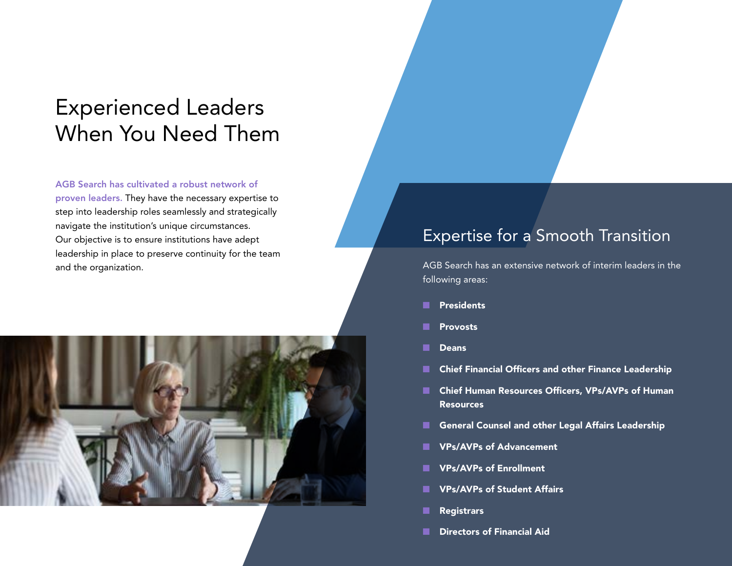# Experienced Leaders When You Need Them

AGB Search has cultivated a robust network of proven leaders. They have the necessary expertise to step into leadership roles seamlessly and strategically navigate the institution's unique circumstances. Our objective is to ensure institutions have adept leadership in place to preserve continuity for the team and the organization.

## Expertise for a Smooth Transition

AGB Search has an extensive network of interim leaders in the following areas:

- **Presidents**
- **Provosts**
- **Deans**
- **Chief Financial Officers and other Finance Leadership**
- **Chief Human Resources Officers, VPs/AVPs of Human Resources**
- **General Counsel and other Legal Affairs Leadership**
- **VPs/AVPs of Advancement**
- **VPs/AVPs of Enrollment**
- **VPs/AVPs of Student Affairs**
- **Registrars**
- **Directors of Financial Aid**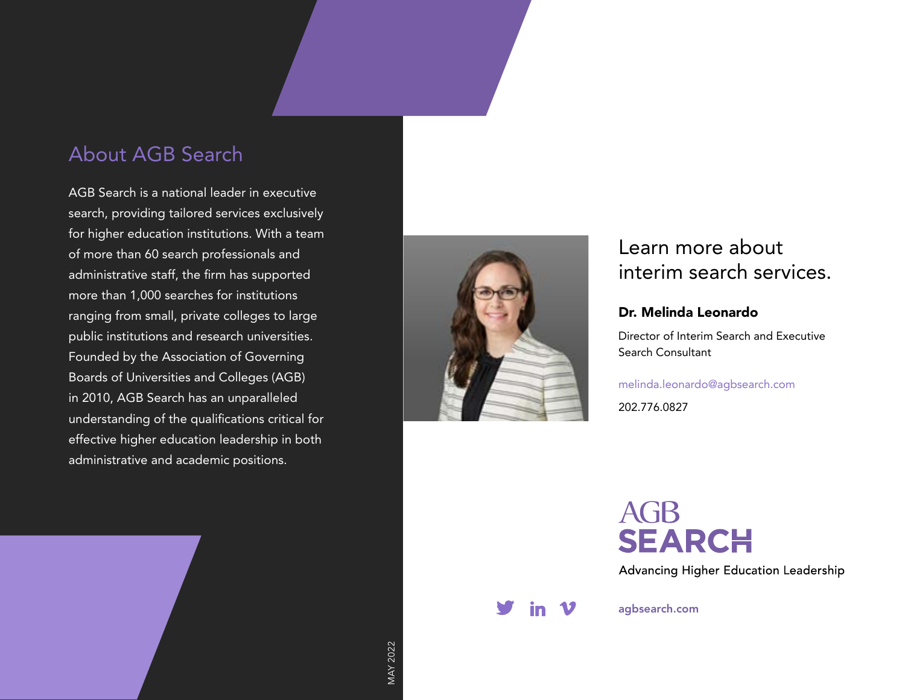## About AGB Search

AGB Search is a national leader in executive search, providing tailored services exclusively for higher education institutions. With a team of more than 60 search professionals and administrative staff, the firm has supported more than 1,000 searches for institutions ranging from small, private colleges to large public institutions and research universities. Founded by the Association of Governing Boards of Universities and Colleges (AGB) in 2010, AGB Search has an unparalleled understanding of the qualifications critical for effective higher education leadership in both administrative and academic positions.

MAY 2022

## Learn more about interim search services.

**Dr. Melinda Leonardo**

Director of Interim Search and Executive Search Consultant

melinda.leonardo@agbsearch.com

202.776.0827

AGB SEARCH

Advancing Higher Education Leadership

agbsearch.com